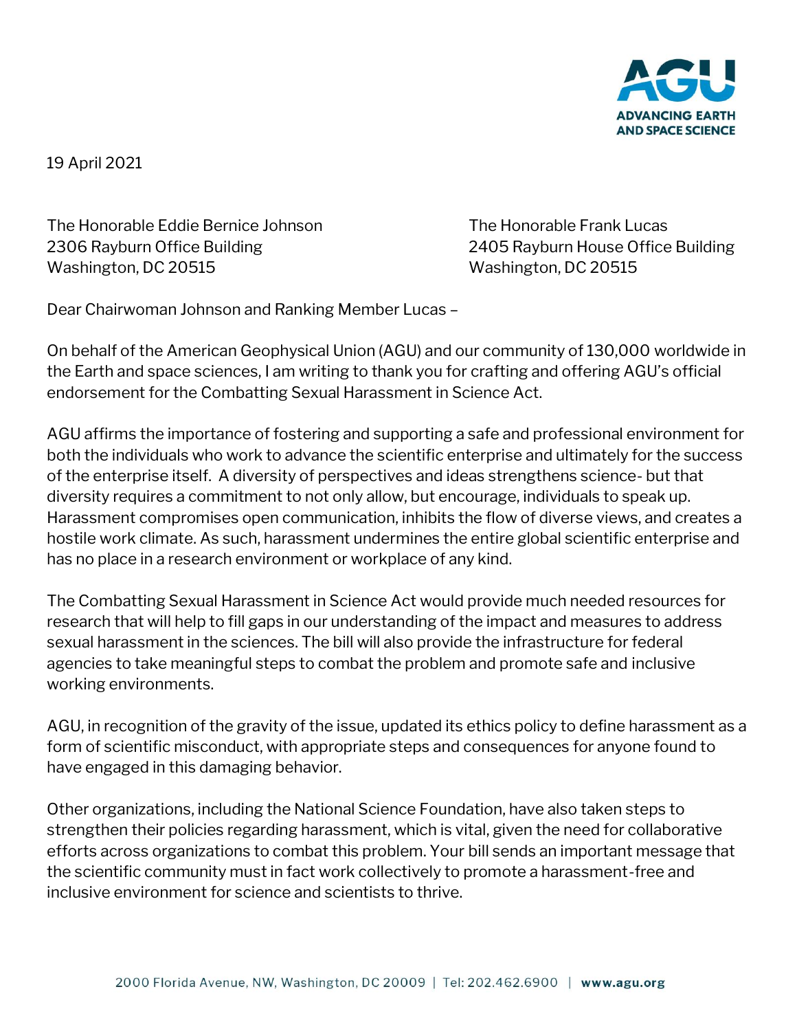19 April 2021

The Honorable Eddie Bernice Johnson
2306 Rayburn Office Building
Washington, DC 20515

The Honorable Frank Lucas
2405 Rayburn House Office Building
Washington, DC 20515

Dear Chairwoman Johnson and Ranking Member Lucas –

On behalf of the American Geophysical Union (AGU) and our community of 130,000 worldwide in the Earth and space sciences, I am writing to thank you for crafting and offering AGU's official endorsement for the Combatting Sexual Harassment in Science Act.

AGU affirms the importance of fostering and supporting a safe and professional environment for both the individuals who work to advance the scientific enterprise and ultimately for the success of the enterprise itself. A diversity of perspectives and ideas strengthens science- but that diversity requires a commitment to not only allow, but encourage, individuals to speak up. Harassment compromises open communication, inhibits the flow of diverse views, and creates a hostile work climate. As such, harassment undermines the entire global scientific enterprise and has no place in a research environment or workplace of any kind.

The Combatting Sexual Harassment in Science Act would provide much needed resources for research that will help to fill gaps in our understanding of the impact and measures to address sexual harassment in the sciences. The bill will also provide the infrastructure for federal agencies to take meaningful steps to combat the problem and promote safe and inclusive working environments.

AGU, in recognition of the gravity of the issue, updated its ethics policy to define harassment as a form of scientific misconduct, with appropriate steps and consequences for anyone found to have engaged in this damaging behavior.

Other organizations, including the National Science Foundation, have also taken steps to strengthen their policies regarding harassment, which is vital, given the need for collaborative efforts across organizations to combat this problem. Your bill sends an important message that the scientific community must in fact work collectively to promote a harassment-free and inclusive environment for science and scientists to thrive.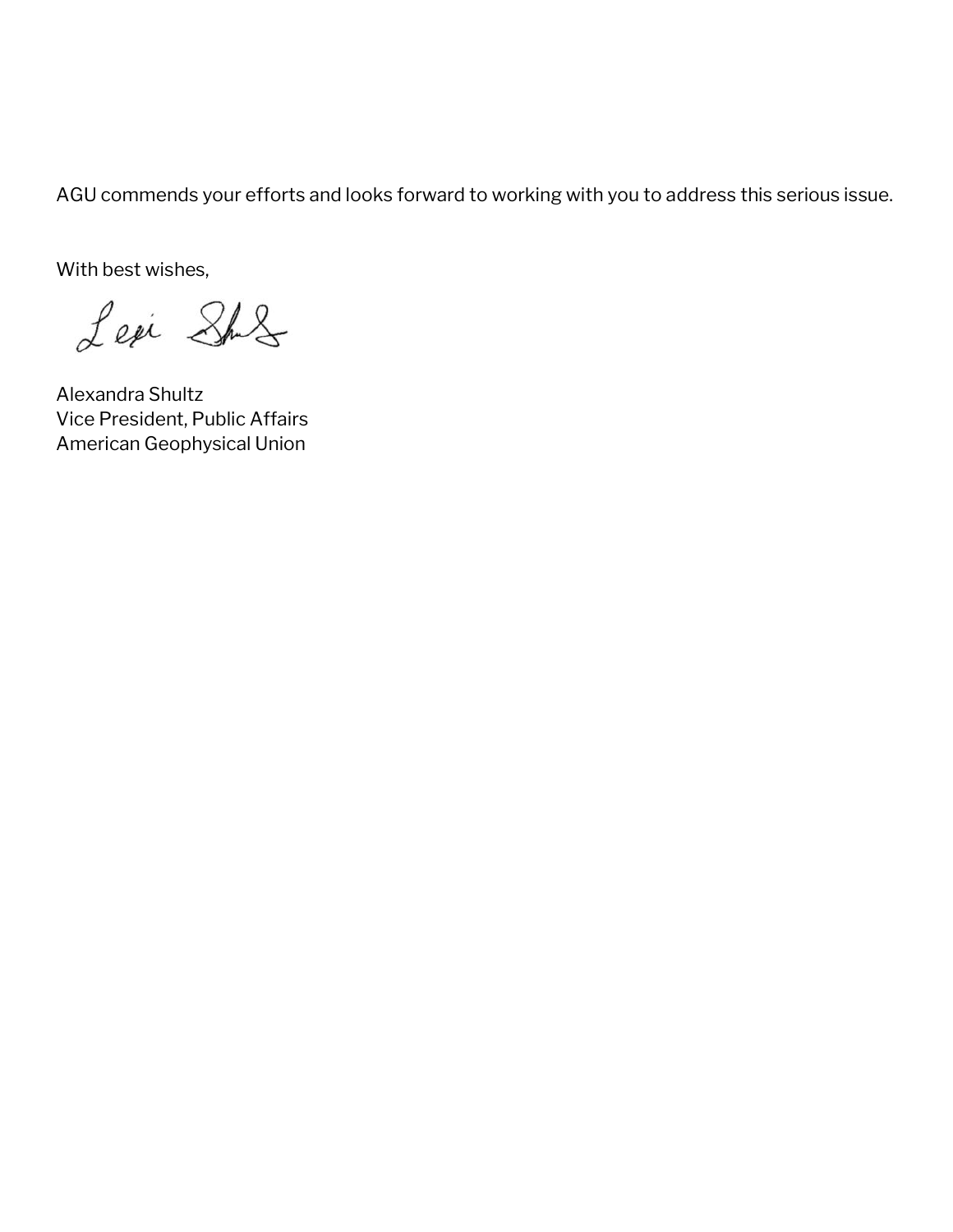AGU commends your efforts and looks forward to working with you to address this serious issue.

With best wishes,

Alexandra Shultz
Vice President, Public Affairs
American Geophysical Union